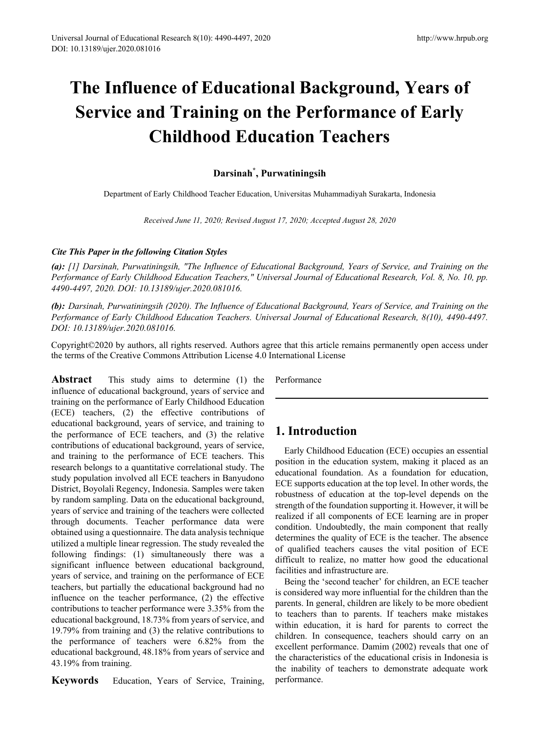# The Influence of Educational Background, Years of Service and Training on the Performance of Early Childhood Education Teachers

**Darsinah[*], Purwatiningsih**

Department of Early Childhood Teacher Education, Universitas Muhammadiyah Surakarta, Indonesia

*Received June 11, 2020; Revised August 17, 2020; Accepted August 28, 2020*

***Cite This Paper in the following Citation Styles***

***(a):*** *[1] Darsinah, Purwatiningsih, "The Influence of Educational Background, Years of Service, and Training on the Performance of Early Childhood Education Teachers," Universal Journal of Educational Research, Vol. 8, No. 10, pp. 4490-4497, 2020. DOI: 10.13189/ujer.2020.081016.*

***(b):*** *Darsinah, Purwatiningsih (2020). The Influence of Educational Background, Years of Service, and Training on the Performance of Early Childhood Education Teachers. Universal Journal of Educational Research, 8(10), 4490-4497. DOI: 10.13189/ujer.2020.081016.*

Copyright©2020 by authors, all rights reserved. Authors agree that this article remains permanently open access under the terms of the Creative Commons Attribution License 4.0 International License

**Abstract** This study aims to determine (1) the influence of educational background, years of service and training on the performance of Early Childhood Education (ECE) teachers, (2) the effective contributions of educational background, years of service, and training to the performance of ECE teachers, and (3) the relative contributions of educational background, years of service, and training to the performance of ECE teachers. This research belongs to a quantitative correlational study. The study population involved all ECE teachers in Banyudono District, Boyolali Regency, Indonesia. Samples were taken by random sampling. Data on the educational background, years of service and training of the teachers were collected through documents. Teacher performance data were obtained using a questionnaire. The data analysis technique utilized a multiple linear regression. The study revealed the following findings: (1) simultaneously there was a significant influence between educational background, years of service, and training on the performance of ECE teachers, but partially the educational background had no influence on the teacher performance, (2) the effective contributions to teacher performance were 3.35% from the educational background, 18.73% from years of service, and 19.79% from training and (3) the relative contributions to the performance of teachers were 6.82% from the educational background, 48.18% from years of service and 43.19% from training.

**Keywords** Education, Years of Service, Training, Performance

## 1. Introduction

Early Childhood Education (ECE) occupies an essential position in the education system, making it placed as an educational foundation. As a foundation for education, ECE supports education at the top level. In other words, the robustness of education at the top-level depends on the strength of the foundation supporting it. However, it will be realized if all components of ECE learning are in proper condition. Undoubtedly, the main component that really determines the quality of ECE is the teacher. The absence of qualified teachers causes the vital position of ECE difficult to realize, no matter how good the educational facilities and infrastructure are.

Being the 'second teacher' for children, an ECE teacher is considered way more influential for the children than the parents. In general, children are likely to be more obedient to teachers than to parents. If teachers make mistakes within education, it is hard for parents to correct the children. In consequence, teachers should carry on an excellent performance. Damim (2002) reveals that one of the characteristics of the educational crisis in Indonesia is the inability of teachers to demonstrate adequate work performance.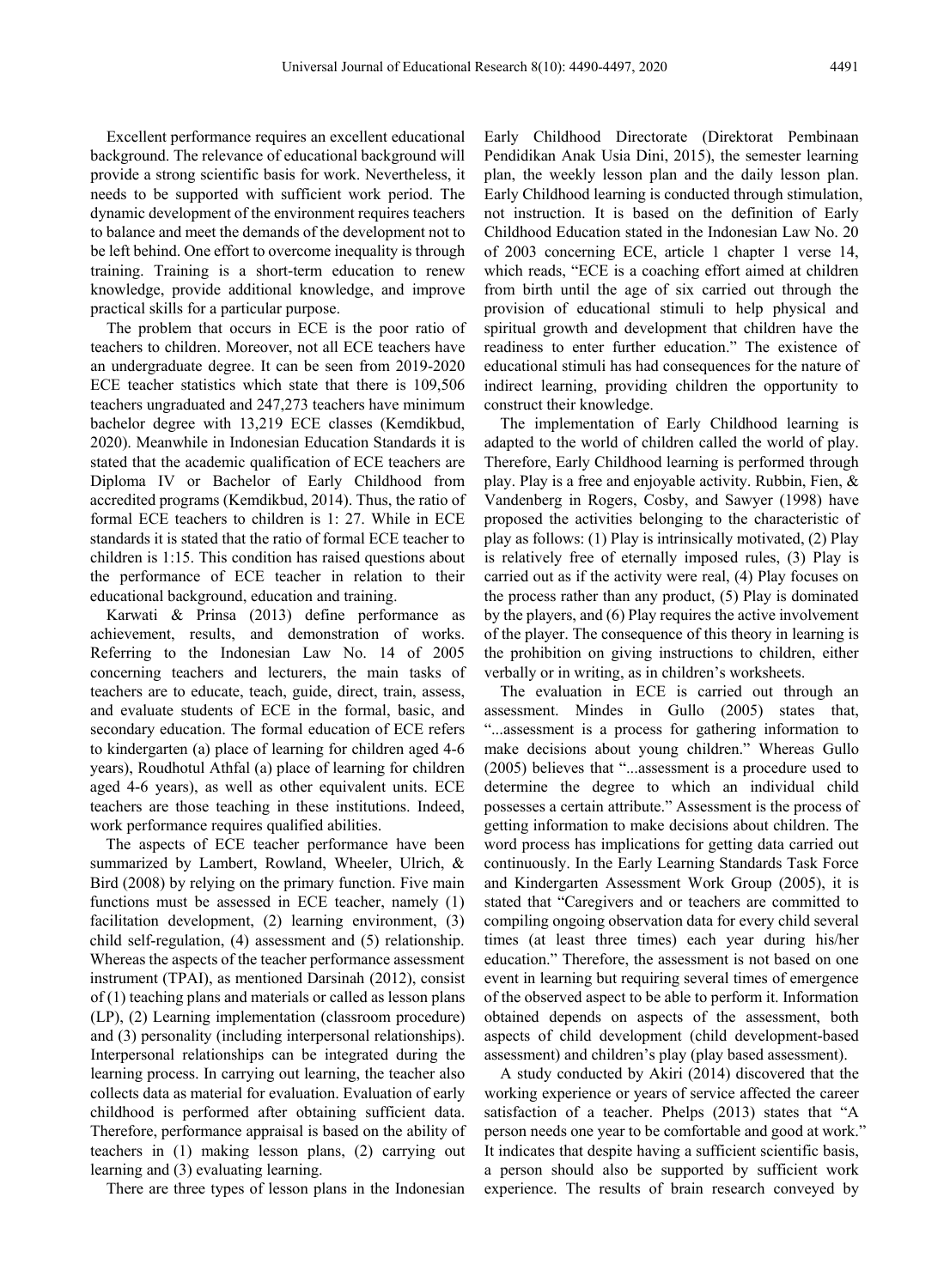Excellent performance requires an excellent educational background. The relevance of educational background will provide a strong scientific basis for work. Nevertheless, it needs to be supported with sufficient work period. The dynamic development of the environment requires teachers to balance and meet the demands of the development not to be left behind. One effort to overcome inequality is through training. Training is a short-term education to renew knowledge, provide additional knowledge, and improve practical skills for a particular purpose.

The problem that occurs in ECE is the poor ratio of teachers to children. Moreover, not all ECE teachers have an undergraduate degree. It can be seen from 2019-2020 ECE teacher statistics which state that there is 109,506 teachers ungraduated and 247,273 teachers have minimum bachelor degree with 13,219 ECE classes (Kemdikbud, 2020). Meanwhile in Indonesian Education Standards it is stated that the academic qualification of ECE teachers are Diploma IV or Bachelor of Early Childhood from accredited programs (Kemdikbud, 2014). Thus, the ratio of formal ECE teachers to children is 1: 27. While in ECE standards it is stated that the ratio of formal ECE teacher to children is 1:15. This condition has raised questions about the performance of ECE teacher in relation to their educational background, education and training.

Karwati & Prinsa (2013) define performance as achievement, results, and demonstration of works. Referring to the Indonesian Law No. 14 of 2005 concerning teachers and lecturers, the main tasks of teachers are to educate, teach, guide, direct, train, assess, and evaluate students of ECE in the formal, basic, and secondary education. The formal education of ECE refers to kindergarten (a) place of learning for children aged 4-6 years), Roudhotul Athfal (a) place of learning for children aged 4-6 years), as well as other equivalent units. ECE teachers are those teaching in these institutions. Indeed, work performance requires qualified abilities.

The aspects of ECE teacher performance have been summarized by Lambert, Rowland, Wheeler, Ulrich, & Bird (2008) by relying on the primary function. Five main functions must be assessed in ECE teacher, namely (1) facilitation development, (2) learning environment, (3) child self-regulation, (4) assessment and (5) relationship. Whereas the aspects of the teacher performance assessment instrument (TPAI), as mentioned Darsinah (2012), consist of (1) teaching plans and materials or called as lesson plans (LP), (2) Learning implementation (classroom procedure) and (3) personality (including interpersonal relationships). Interpersonal relationships can be integrated during the learning process. In carrying out learning, the teacher also collects data as material for evaluation. Evaluation of early childhood is performed after obtaining sufficient data. Therefore, performance appraisal is based on the ability of teachers in (1) making lesson plans, (2) carrying out learning and (3) evaluating learning.

There are three types of lesson plans in the Indonesian Early Childhood Directorate (Direktorat Pembinaan Pendidikan Anak Usia Dini, 2015), the semester learning plan, the weekly lesson plan and the daily lesson plan. Early Childhood learning is conducted through stimulation, not instruction. It is based on the definition of Early Childhood Education stated in the Indonesian Law No. 20 of 2003 concerning ECE, article 1 chapter 1 verse 14, which reads, "ECE is a coaching effort aimed at children from birth until the age of six carried out through the provision of educational stimuli to help physical and spiritual growth and development that children have the readiness to enter further education." The existence of educational stimuli has had consequences for the nature of indirect learning, providing children the opportunity to construct their knowledge.

The implementation of Early Childhood learning is adapted to the world of children called the world of play. Therefore, Early Childhood learning is performed through play. Play is a free and enjoyable activity. Rubbin, Fien, & Vandenberg in Rogers, Cosby, and Sawyer (1998) have proposed the activities belonging to the characteristic of play as follows: (1) Play is intrinsically motivated, (2) Play is relatively free of eternally imposed rules, (3) Play is carried out as if the activity were real, (4) Play focuses on the process rather than any product, (5) Play is dominated by the players, and (6) Play requires the active involvement of the player. The consequence of this theory in learning is the prohibition on giving instructions to children, either verbally or in writing, as in children's worksheets.

The evaluation in ECE is carried out through an assessment. Mindes in Gullo (2005) states that, "...assessment is a process for gathering information to make decisions about young children." Whereas Gullo (2005) believes that "...assessment is a procedure used to determine the degree to which an individual child possesses a certain attribute." Assessment is the process of getting information to make decisions about children. The word process has implications for getting data carried out continuously. In the Early Learning Standards Task Force and Kindergarten Assessment Work Group (2005), it is stated that "Caregivers and or teachers are committed to compiling ongoing observation data for every child several times (at least three times) each year during his/her education." Therefore, the assessment is not based on one event in learning but requiring several times of emergence of the observed aspect to be able to perform it. Information obtained depends on aspects of the assessment, both aspects of child development (child development-based assessment) and children's play (play based assessment).

A study conducted by Akiri (2014) discovered that the working experience or years of service affected the career satisfaction of a teacher. Phelps (2013) states that "A person needs one year to be comfortable and good at work." It indicates that despite having a sufficient scientific basis, a person should also be supported by sufficient work experience. The results of brain research conveyed by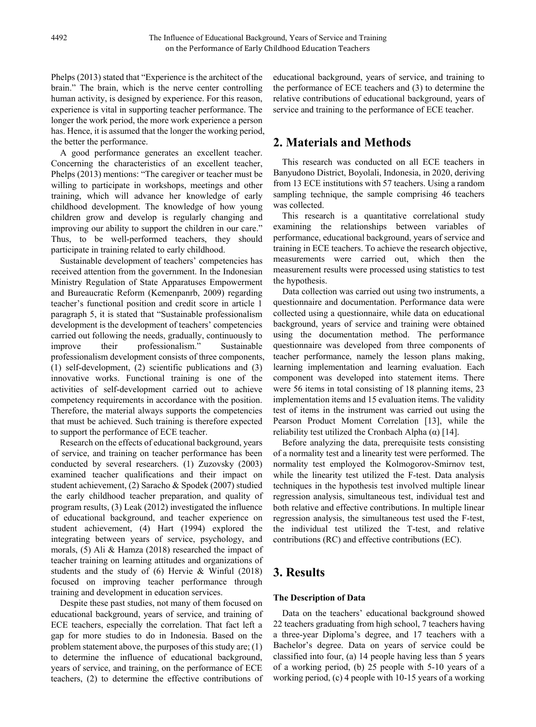Phelps (2013) stated that "Experience is the architect of the brain." The brain, which is the nerve center controlling human activity, is designed by experience. For this reason, experience is vital in supporting teacher performance. The longer the work period, the more work experience a person has. Hence, it is assumed that the longer the working period, the better the performance.

A good performance generates an excellent teacher. Concerning the characteristics of an excellent teacher, Phelps (2013) mentions: "The caregiver or teacher must be willing to participate in workshops, meetings and other training, which will advance her knowledge of early childhood development. The knowledge of how young children grow and develop is regularly changing and improving our ability to support the children in our care." Thus, to be well-performed teachers, they should participate in training related to early childhood.

Sustainable development of teachers' competencies has received attention from the government. In the Indonesian Ministry Regulation of State Apparatuses Empowerment and Bureaucratic Reform (Kemenpanrb, 2009) regarding teacher's functional position and credit score in article 1 paragraph 5, it is stated that "Sustainable professionalism development is the development of teachers' competencies carried out following the needs, gradually, continuously to improve their professionalism." Sustainable professionalism development consists of three components, (1) self-development, (2) scientific publications and (3) innovative works. Functional training is one of the activities of self-development carried out to achieve competency requirements in accordance with the position. Therefore, the material always supports the competencies that must be achieved. Such training is therefore expected to support the performance of ECE teacher.

Research on the effects of educational background, years of service, and training on teacher performance has been conducted by several researchers. (1) Zuzovsky (2003) examined teacher qualifications and their impact on student achievement, (2) Saracho & Spodek (2007) studied the early childhood teacher preparation, and quality of program results, (3) Leak (2012) investigated the influence of educational background, and teacher experience on student achievement, (4) Hart (1994) explored the integrating between years of service, psychology, and morals, (5) Ali & Hamza (2018) researched the impact of teacher training on learning attitudes and organizations of students and the study of (6) Hervie & Winful (2018) focused on improving teacher performance through training and development in education services.

Despite these past studies, not many of them focused on educational background, years of service, and training of ECE teachers, especially the correlation. That fact left a gap for more studies to do in Indonesia. Based on the problem statement above, the purposes of this study are; (1) to determine the influence of educational background, years of service, and training, on the performance of ECE teachers, (2) to determine the effective contributions of educational background, years of service, and training to the performance of ECE teachers and (3) to determine the relative contributions of educational background, years of service and training to the performance of ECE teacher.

## 2. Materials and Methods

This research was conducted on all ECE teachers in Banyudono District, Boyolali, Indonesia, in 2020, deriving from 13 ECE institutions with 57 teachers. Using a random sampling technique, the sample comprising 46 teachers was collected.

This research is a quantitative correlational study examining the relationships between variables of performance, educational background, years of service and training in ECE teachers. To achieve the research objective, measurements were carried out, which then the measurement results were processed using statistics to test the hypothesis.

Data collection was carried out using two instruments, a questionnaire and documentation. Performance data were collected using a questionnaire, while data on educational background, years of service and training were obtained using the documentation method. The performance questionnaire was developed from three components of teacher performance, namely the lesson plans making, learning implementation and learning evaluation. Each component was developed into statement items. There were 56 items in total consisting of 18 planning items, 23 implementation items and 15 evaluation items. The validity test of items in the instrument was carried out using the Pearson Product Moment Correlation [13], while the reliability test utilized the Cronbach Alpha ($\alpha$) [14].

Before analyzing the data, prerequisite tests consisting of a normality test and a linearity test were performed. The normality test employed the Kolmogorov-Smirnov test, while the linearity test utilized the F-test. Data analysis techniques in the hypothesis test involved multiple linear regression analysis, simultaneous test, individual test and both relative and effective contributions. In multiple linear regression analysis, the simultaneous test used the F-test, the individual test utilized the T-test, and relative contributions (RC) and effective contributions (EC).

## 3. Results

### The Description of Data

Data on the teachers' educational background showed 22 teachers graduating from high school, 7 teachers having a three-year Diploma's degree, and 17 teachers with a Bachelor's degree. Data on years of service could be classified into four, (a) 14 people having less than 5 years of a working period, (b) 25 people with 5-10 years of a working period, (c) 4 people with 10-15 years of a working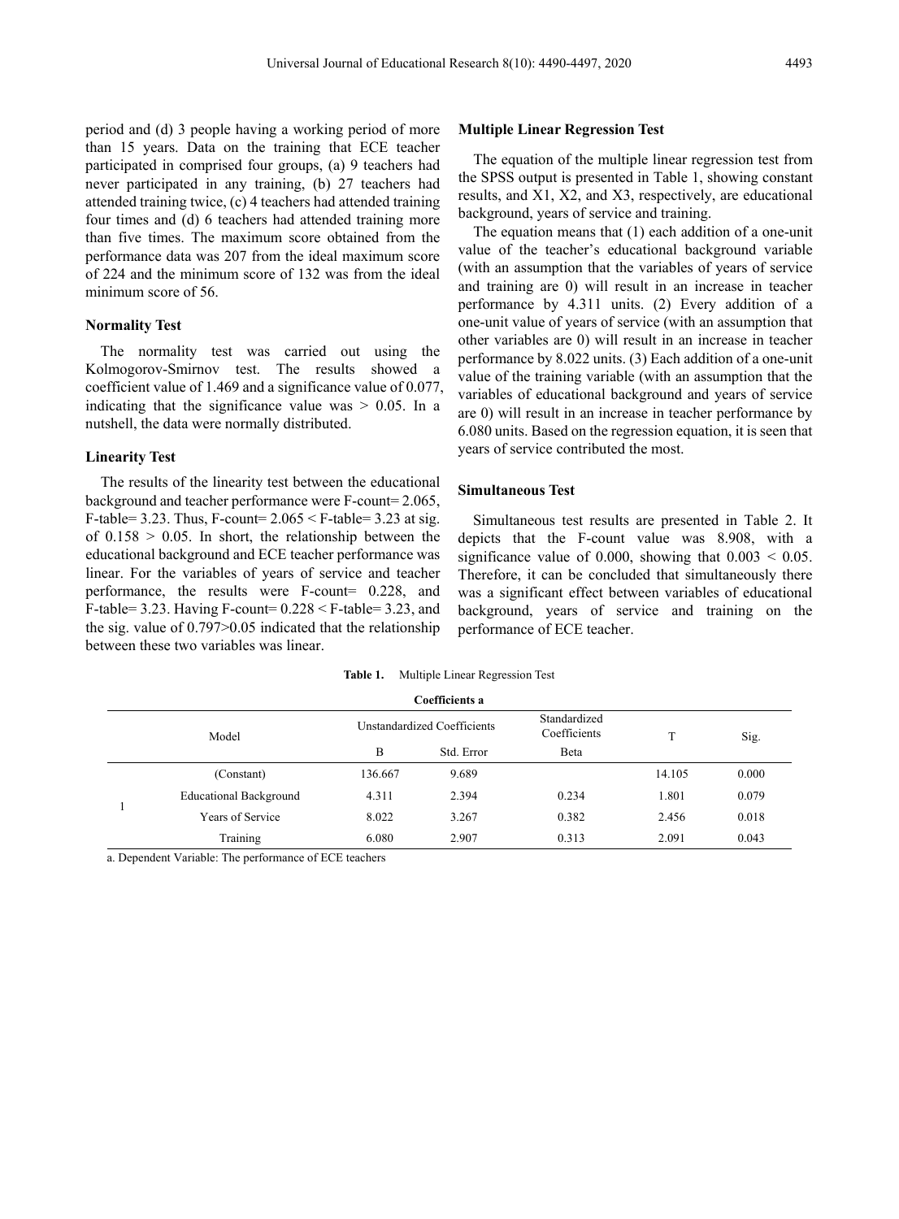period and (d) 3 people having a working period of more than 15 years. Data on the training that ECE teacher participated in comprised four groups, (a) 9 teachers had never participated in any training, (b) 27 teachers had attended training twice, (c) 4 teachers had attended training four times and (d) 6 teachers had attended training more than five times. The maximum score obtained from the performance data was 207 from the ideal maximum score of 224 and the minimum score of 132 was from the ideal minimum score of 56.

### Normality Test

The normality test was carried out using the Kolmogorov-Smirnov test. The results showed a coefficient value of 1.469 and a significance value of 0.077, indicating that the significance value was > 0.05. In a nutshell, the data were normally distributed.

### Linearity Test

The results of the linearity test between the educational background and teacher performance were F-count= 2.065, F-table= 3.23. Thus, F-count= 2.065 < F-table= 3.23 at sig. of 0.158 > 0.05. In short, the relationship between the educational background and ECE teacher performance was linear. For the variables of years of service and teacher performance, the results were F-count= 0.228, and F-table= 3.23. Having F-count= 0.228 < F-table= 3.23, and the sig. value of 0.797>0.05 indicated that the relationship between these two variables was linear.

### Multiple Linear Regression Test

The equation of the multiple linear regression test from the SPSS output is presented in Table 1, showing constant results, and X1, X2, and X3, respectively, are educational background, years of service and training.

The equation means that (1) each addition of a one-unit value of the teacher's educational background variable (with an assumption that the variables of years of service and training are 0) will result in an increase in teacher performance by 4.311 units. (2) Every addition of a one-unit value of years of service (with an assumption that other variables are 0) will result in an increase in teacher performance by 8.022 units. (3) Each addition of a one-unit value of the training variable (with an assumption that the variables of educational background and years of service are 0) will result in an increase in teacher performance by 6.080 units. Based on the regression equation, it is seen that years of service contributed the most.

### Simultaneous Test

Simultaneous test results are presented in Table 2. It depicts that the F-count value was 8.908, with a significance value of 0.000, showing that 0.003 < 0.05. Therefore, it can be concluded that simultaneously there was a significant effect between variables of educational background, years of service and training on the performance of ECE teacher.

**Table 1.** Multiple Linear Regression Test

**Coefficients a**

| Model | | Unstandardized Coefficients | | Standardized Coefficients | T | Sig. |
|---|---|---|---|---|---|---|
| | | B | Std. Error | Beta | | |
| 1 | (Constant) | 136.667 | 9.689 | | 14.105 | 0.000 |
| | Educational Background | 4.311 | 2.394 | 0.234 | 1.801 | 0.079 |
| | Years of Service | 8.022 | 3.267 | 0.382 | 2.456 | 0.018 |
| | Training | 6.080 | 2.907 | 0.313 | 2.091 | 0.043 |

a. Dependent Variable: The performance of ECE teachers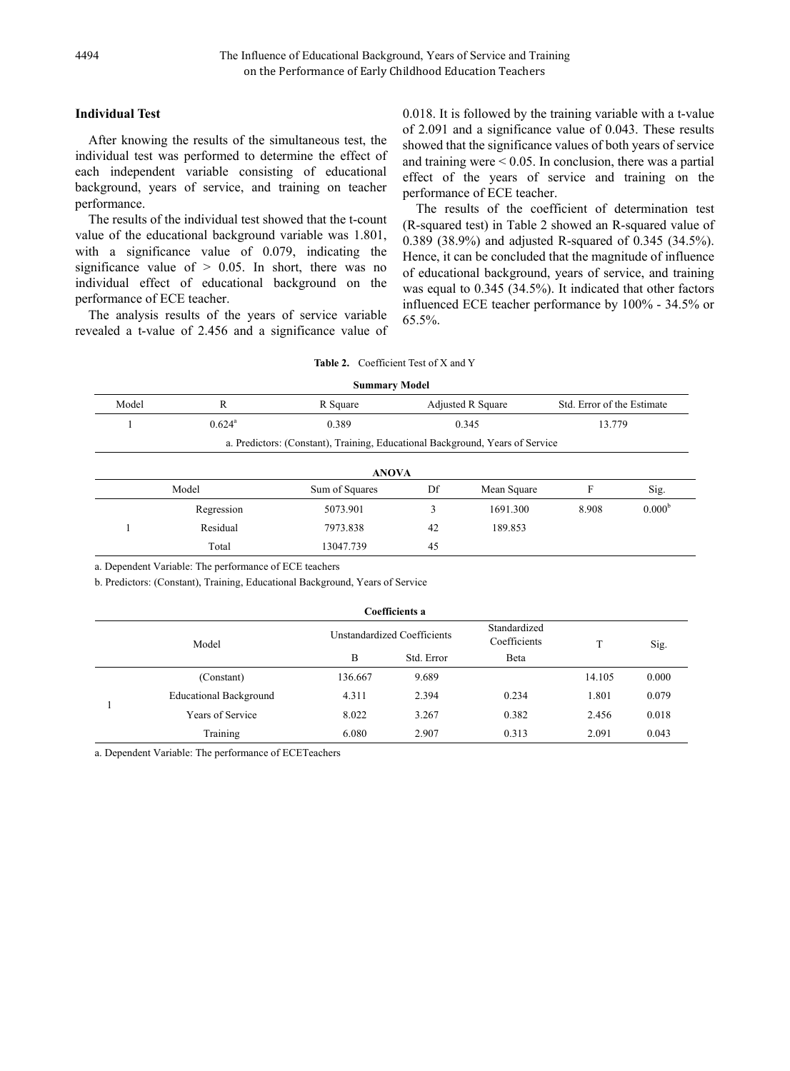### Individual Test

After knowing the results of the simultaneous test, the individual test was performed to determine the effect of each independent variable consisting of educational background, years of service, and training on teacher performance.

The results of the individual test showed that the t-count value of the educational background variable was 1.801, with a significance value of 0.079, indicating the significance value of > 0.05. In short, there was no individual effect of educational background on the performance of ECE teacher.

The analysis results of the years of service variable revealed a t-value of 2.456 and a significance value of 0.018. It is followed by the training variable with a t-value of 2.091 and a significance value of 0.043. These results showed that the significance values of both years of service and training were < 0.05. In conclusion, there was a partial effect of the years of service and training on the performance of ECE teacher.

The results of the coefficient of determination test (R-squared test) in Table 2 showed an R-squared value of 0.389 (38.9%) and adjusted R-squared of 0.345 (34.5%). Hence, it can be concluded that the magnitude of influence of educational background, years of service, and training was equal to 0.345 (34.5%). It indicated that other factors influenced ECE teacher performance by 100% - 34.5% or 65.5%.

**Table 2.** Coefficient Test of X and Y

**Summary Model**

| Model | R | R Square | Adjusted R Square | Std. Error of the Estimate |
|---|---|---|---|---|
| 1 | 0.624[a] | 0.389 | 0.345 | 13.779 |

a. Predictors: (Constant), Training, Educational Background, Years of Service

**ANOVA**

| Model | | Sum of Squares | Df | Mean Square | F | Sig. |
|---|---|---|---|---|---|---|
| 1 | Regression | 5073.901 | 3 | 1691.300 | 8.908 | 0.000[b] |
| | Residual | 7973.838 | 42 | 189.853 | | |
| | Total | 13047.739 | 45 | | | |

a. Dependent Variable: The performance of ECE teachers

b. Predictors: (Constant), Training, Educational Background, Years of Service

**Coefficients a**

| Model | | Unstandardized Coefficients | | Standardized Coefficients | T | Sig. |
|---|---|---|---|---|---|---|
| | | B | Std. Error | Beta | | |
| 1 | (Constant) | 136.667 | 9.689 | | 14.105 | 0.000 |
| | Educational Background | 4.311 | 2.394 | 0.234 | 1.801 | 0.079 |
| | Years of Service | 8.022 | 3.267 | 0.382 | 2.456 | 0.018 |
| | Training | 6.080 | 2.907 | 0.313 | 2.091 | 0.043 |

a. Dependent Variable: The performance of ECETeachers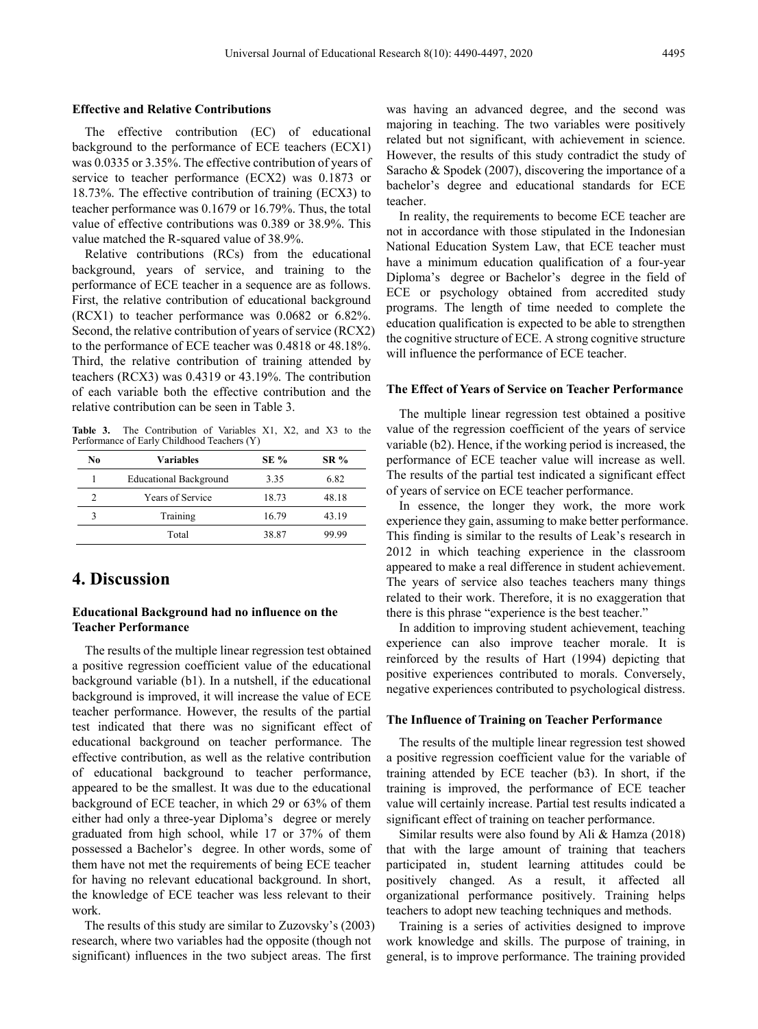### Effective and Relative Contributions

The effective contribution (EC) of educational background to the performance of ECE teachers (ECX1) was 0.0335 or 3.35%. The effective contribution of years of service to teacher performance (ECX2) was 0.1873 or 18.73%. The effective contribution of training (ECX3) to teacher performance was 0.1679 or 16.79%. Thus, the total value of effective contributions was 0.389 or 38.9%. This value matched the R-squared value of 38.9%.

Relative contributions (RCs) from the educational background, years of service, and training to the performance of ECE teacher in a sequence are as follows. First, the relative contribution of educational background (RCX1) to teacher performance was 0.0682 or 6.82%. Second, the relative contribution of years of service (RCX2) to the performance of ECE teacher was 0.4818 or 48.18%. Third, the relative contribution of training attended by teachers (RCX3) was 0.4319 or 43.19%. The contribution of each variable both the effective contribution and the relative contribution can be seen in Table 3.

**Table 3.** The Contribution of Variables X1, X2, and X3 to the Performance of Early Childhood Teachers (Y)

| No | Variables | SE % | SR % |
|---|---|---|---|
| 1 | Educational Background | 3.35 | 6.82 |
| 2 | Years of Service | 18.73 | 48.18 |
| 3 | Training | 16.79 | 43.19 |
| | Total | 38.87 | 99.99 |

## 4. Discussion

### Educational Background had no influence on the Teacher Performance

The results of the multiple linear regression test obtained a positive regression coefficient value of the educational background variable (b1). In a nutshell, if the educational background is improved, it will increase the value of ECE teacher performance. However, the results of the partial test indicated that there was no significant effect of educational background on teacher performance. The effective contribution, as well as the relative contribution of educational background to teacher performance, appeared to be the smallest. It was due to the educational background of ECE teacher, in which 29 or 63% of them either had only a three-year Diploma's degree or merely graduated from high school, while 17 or 37% of them possessed a Bachelor's degree. In other words, some of them have not met the requirements of being ECE teacher for having no relevant educational background. In short, the knowledge of ECE teacher was less relevant to their work.

The results of this study are similar to Zuzovsky's (2003) research, where two variables had the opposite (though not significant) influences in the two subject areas. The first was having an advanced degree, and the second was majoring in teaching. The two variables were positively related but not significant, with achievement in science. However, the results of this study contradict the study of Saracho & Spodek (2007), discovering the importance of a bachelor's degree and educational standards for ECE teacher.

In reality, the requirements to become ECE teacher are not in accordance with those stipulated in the Indonesian National Education System Law, that ECE teacher must have a minimum education qualification of a four-year Diploma's degree or Bachelor's degree in the field of ECE or psychology obtained from accredited study programs. The length of time needed to complete the education qualification is expected to be able to strengthen the cognitive structure of ECE. A strong cognitive structure will influence the performance of ECE teacher.

### The Effect of Years of Service on Teacher Performance

The multiple linear regression test obtained a positive value of the regression coefficient of the years of service variable (b2). Hence, if the working period is increased, the performance of ECE teacher value will increase as well. The results of the partial test indicated a significant effect of years of service on ECE teacher performance.

In essence, the longer they work, the more work experience they gain, assuming to make better performance. This finding is similar to the results of Leak's research in 2012 in which teaching experience in the classroom appeared to make a real difference in student achievement. The years of service also teaches teachers many things related to their work. Therefore, it is no exaggeration that there is this phrase "experience is the best teacher."

In addition to improving student achievement, teaching experience can also improve teacher morale. It is reinforced by the results of Hart (1994) depicting that positive experiences contributed to morals. Conversely, negative experiences contributed to psychological distress.

### The Influence of Training on Teacher Performance

The results of the multiple linear regression test showed a positive regression coefficient value for the variable of training attended by ECE teacher (b3). In short, if the training is improved, the performance of ECE teacher value will certainly increase. Partial test results indicated a significant effect of training on teacher performance.

Similar results were also found by Ali & Hamza (2018) that with the large amount of training that teachers participated in, student learning attitudes could be positively changed. As a result, it affected all organizational performance positively. Training helps teachers to adopt new teaching techniques and methods.

Training is a series of activities designed to improve work knowledge and skills. The purpose of training, in general, is to improve performance. The training provided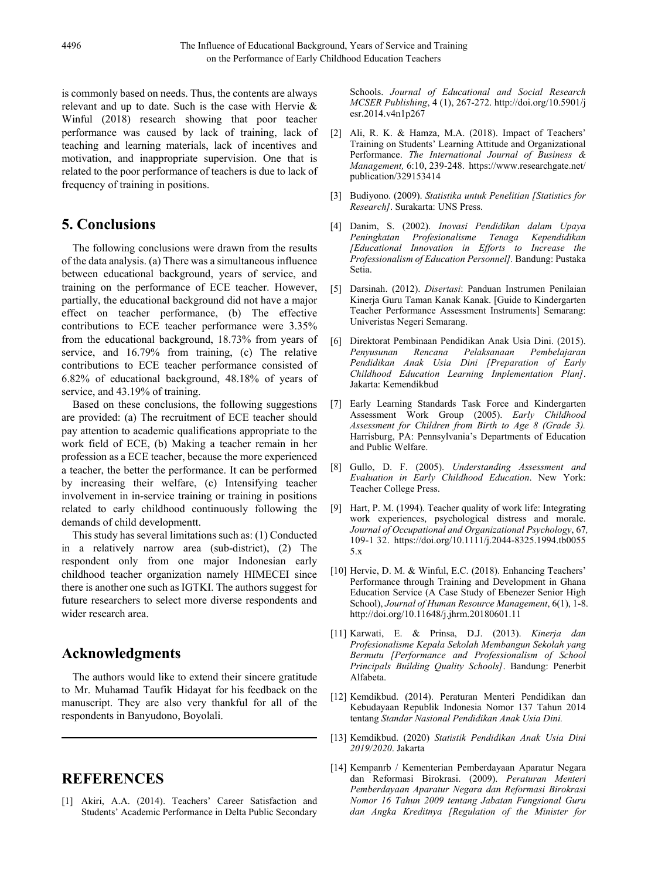is commonly based on needs. Thus, the contents are always relevant and up to date. Such is the case with Hervie & Winful (2018) research showing that poor teacher performance was caused by lack of training, lack of teaching and learning materials, lack of incentives and motivation, and inappropriate supervision. One that is related to the poor performance of teachers is due to lack of frequency of training in positions.

## 5. Conclusions

The following conclusions were drawn from the results of the data analysis. (a) There was a simultaneous influence between educational background, years of service, and training on the performance of ECE teacher. However, partially, the educational background did not have a major effect on teacher performance, (b) The effective contributions to ECE teacher performance were 3.35% from the educational background, 18.73% from years of service, and 16.79% from training, (c) The relative contributions to ECE teacher performance consisted of 6.82% of educational background, 48.18% of years of service, and 43.19% of training.

Based on these conclusions, the following suggestions are provided: (a) The recruitment of ECE teacher should pay attention to academic qualifications appropriate to the work field of ECE, (b) Making a teacher remain in her profession as a ECE teacher, because the more experienced a teacher, the better the performance. It can be performed by increasing their welfare, (c) Intensifying teacher involvement in in-service training or training in positions related to early childhood continuously following the demands of child developmentt.

This study has several limitations such as: (1) Conducted in a relatively narrow area (sub-district), (2) The respondent only from one major Indonesian early childhood teacher organization namely HIMECEI since there is another one such as IGTKI. The authors suggest for future researchers to select more diverse respondents and wider research area.

## Acknowledgments

The authors would like to extend their sincere gratitude to Mr. Muhamad Taufik Hidayat for his feedback on the manuscript. They are also very thankful for all of the respondents in Banyudono, Boyolali.

## REFERENCES

[1] Akiri, A.A. (2014). Teachers' Career Satisfaction and Students' Academic Performance in Delta Public Secondary Schools. *Journal of Educational and Social Research MCSER Publishing*, 4 (1), 267-272. http://doi.org/10.5901/jesr.2014.v4n1p267

[2] Ali, R. K. & Hamza, M.A. (2018). Impact of Teachers' Training on Students' Learning Attitude and Organizational Performance. *The International Journal of Business & Management,* 6:10, 239-248. https://www.researchgate.net/publication/329153414

[3] Budiyono. (2009). *Statistika untuk Penelitian [Statistics for Research]*. Surakarta: UNS Press.

[4] Danim, S. (2002). *Inovasi Pendidikan dalam Upaya Peningkatan Profesionalisme Tenaga Kependidikan [Educational Innovation in Efforts to Increase the Professionalism of Education Personnel].* Bandung: Pustaka Setia.

[5] Darsinah. (2012). *Disertasi*: Panduan Instrumen Penilaian Kinerja Guru Taman Kanak Kanak. [Guide to Kindergarten Teacher Performance Assessment Instruments] Semarang: Univeristas Negeri Semarang.

[6] Direktorat Pembinaan Pendidikan Anak Usia Dini. (2015). *Penyusunan Rencana Pelaksanaan Pembelajaran Pendidikan Anak Usia Dini [Preparation of Early Childhood Education Learning Implementation Plan]*. Jakarta: Kemendikbud

[7] Early Learning Standards Task Force and Kindergarten Assessment Work Group (2005). *Early Childhood Assessment for Children from Birth to Age 8 (Grade 3).* Harrisburg, PA: Pennsylvania's Departments of Education and Public Welfare.

[8] Gullo, D. F. (2005). *Understanding Assessment and Evaluation in Early Childhood Education*. New York: Teacher College Press.

[9] Hart, P. M. (1994). Teacher quality of work life: Integrating work experiences, psychological distress and morale. *Journal of Occupational and Organizational Psychology*, 67*,* 109-1 32. https://doi.org/10.1111/j.2044-8325.1994.tb00555.x

[10] Hervie, D. M. & Winful, E.C. (2018). Enhancing Teachers' Performance through Training and Development in Ghana Education Service (A Case Study of Ebenezer Senior High School), *Journal of Human Resource Management*, 6(1), 1-8. http://doi.org/10.11648/j.jhrm.20180601.11

[11] Karwati, E. & Prinsa, D.J. (2013). *Kinerja dan Profesionalisme Kepala Sekolah Membangun Sekolah yang Bermutu [Performance and Professionalism of School Principals Building Quality Schools]*. Bandung: Penerbit Alfabeta.

[12] Kemdikbud. (2014). Peraturan Menteri Pendidikan dan Kebudayaan Republik Indonesia Nomor 137 Tahun 2014 tentang *Standar Nasional Pendidikan Anak Usia Dini.*

[13] Kemdikbud. (2020) *Statistik Pendidikan Anak Usia Dini 2019/2020*. Jakarta

[14] Kempanrb / Kementerian Pemberdayaan Aparatur Negara dan Reformasi Birokrasi. (2009). *Peraturan Menteri Pemberdayaan Aparatur Negara dan Reformasi Birokrasi Nomor 16 Tahun 2009 tentang Jabatan Fungsional Guru dan Angka Kreditnya [Regulation of the Minister for*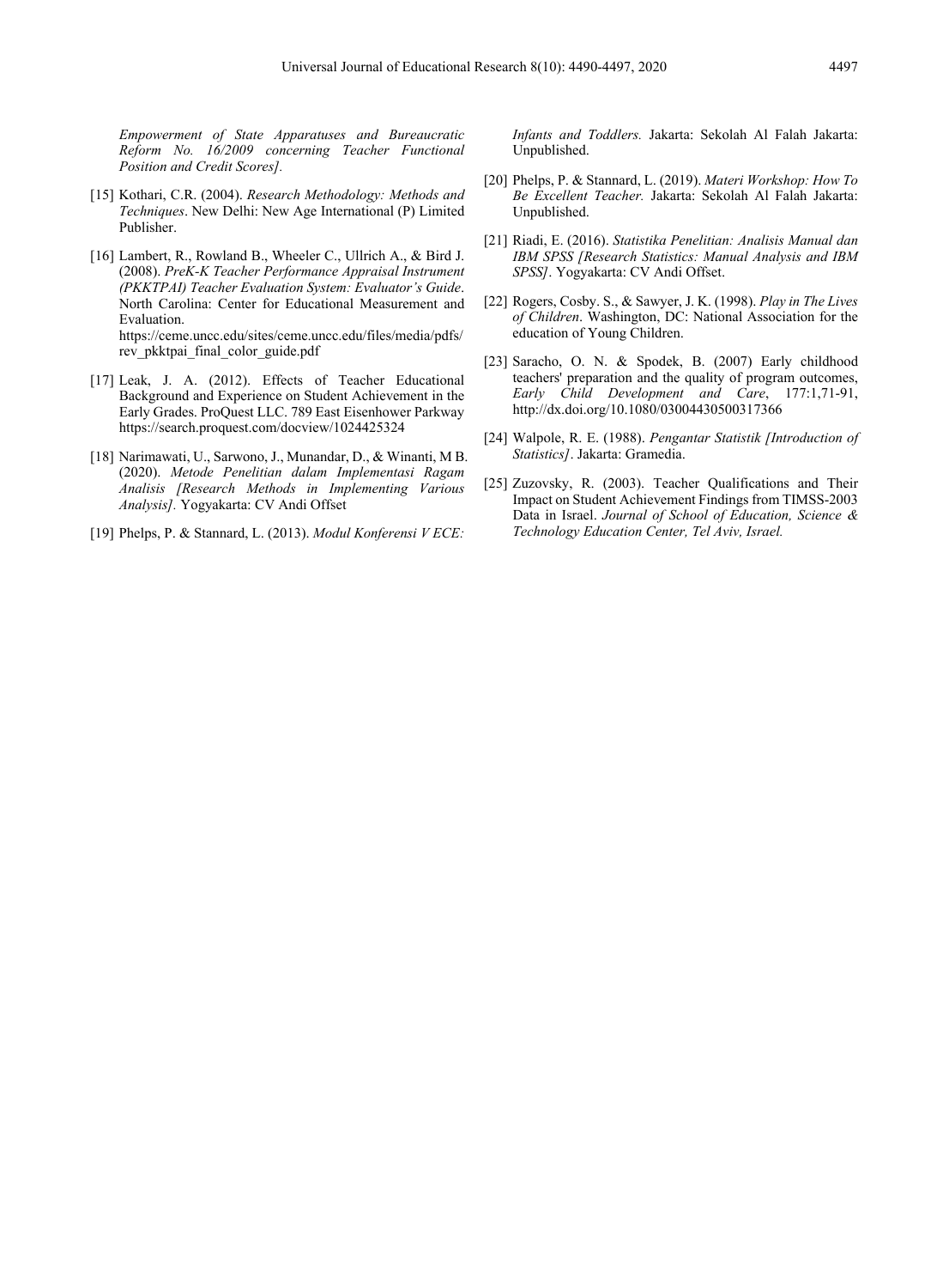*Empowerment of State Apparatuses and Bureaucratic Reform No. 16/2009 concerning Teacher Functional Position and Credit Scores].*

[15] Kothari, C.R. (2004). *Research Methodology: Methods and Techniques*. New Delhi: New Age International (P) Limited Publisher.

[16] Lambert, R., Rowland B., Wheeler C., Ullrich A., & Bird J. (2008). *PreK-K Teacher Performance Appraisal Instrument (PKKTPAI) Teacher Evaluation System: Evaluator's Guide*. North Carolina: Center for Educational Measurement and Evaluation. https://ceme.uncc.edu/sites/ceme.uncc.edu/files/media/pdfs/rev_pkktpai_final_color_guide.pdf

[17] Leak, J. A. (2012). Effects of Teacher Educational Background and Experience on Student Achievement in the Early Grades. ProQuest LLC. 789 East Eisenhower Parkway https://search.proquest.com/docview/1024425324

[18] Narimawati, U., Sarwono, J., Munandar, D., & Winanti, M B. (2020). *Metode Penelitian dalam Implementasi Ragam Analisis [Research Methods in Implementing Various Analysis].* Yogyakarta: CV Andi Offset

[19] Phelps, P. & Stannard, L. (2013). *Modul Konferensi V ECE: Infants and Toddlers.* Jakarta: Sekolah Al Falah Jakarta: Unpublished.

[20] Phelps, P. & Stannard, L. (2019). *Materi Workshop: How To Be Excellent Teacher.* Jakarta: Sekolah Al Falah Jakarta: Unpublished.

[21] Riadi, E. (2016). *Statistika Penelitian: Analisis Manual dan IBM SPSS [Research Statistics: Manual Analysis and IBM SPSS]*. Yogyakarta: CV Andi Offset.

[22] Rogers, Cosby. S., & Sawyer, J. K. (1998). *Play in The Lives of Children*. Washington, DC: National Association for the education of Young Children.

[23] Saracho, O. N. & Spodek, B. (2007) Early childhood teachers' preparation and the quality of program outcomes, *Early Child Development and Care*, 177:1,71-91, http://dx.doi.org/10.1080/03004430500317366

[24] Walpole, R. E. (1988). *Pengantar Statistik [Introduction of Statistics]*. Jakarta: Gramedia.

[25] Zuzovsky, R. (2003). Teacher Qualifications and Their Impact on Student Achievement Findings from TIMSS-2003 Data in Israel. *Journal of School of Education, Science & Technology Education Center, Tel Aviv, Israel.*